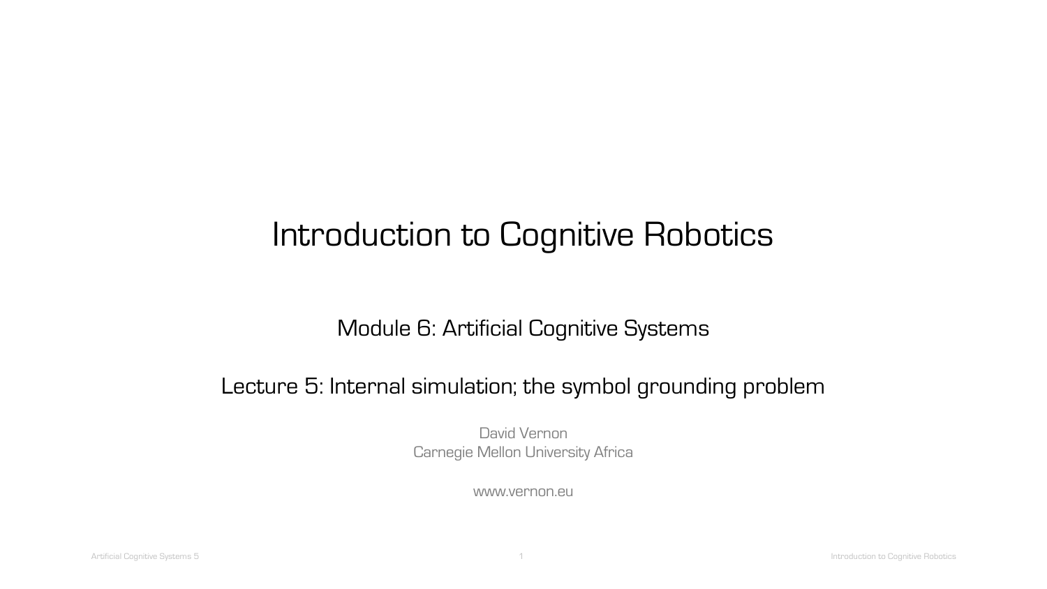# Introduction to Cognitive Robotics

## Module 6: Artificial Cognitive Systems

## Lecture 5: Internal simulation; the symbol grounding problem

David Vernon
Carnegie Mellon University Africa

www.vernon.eu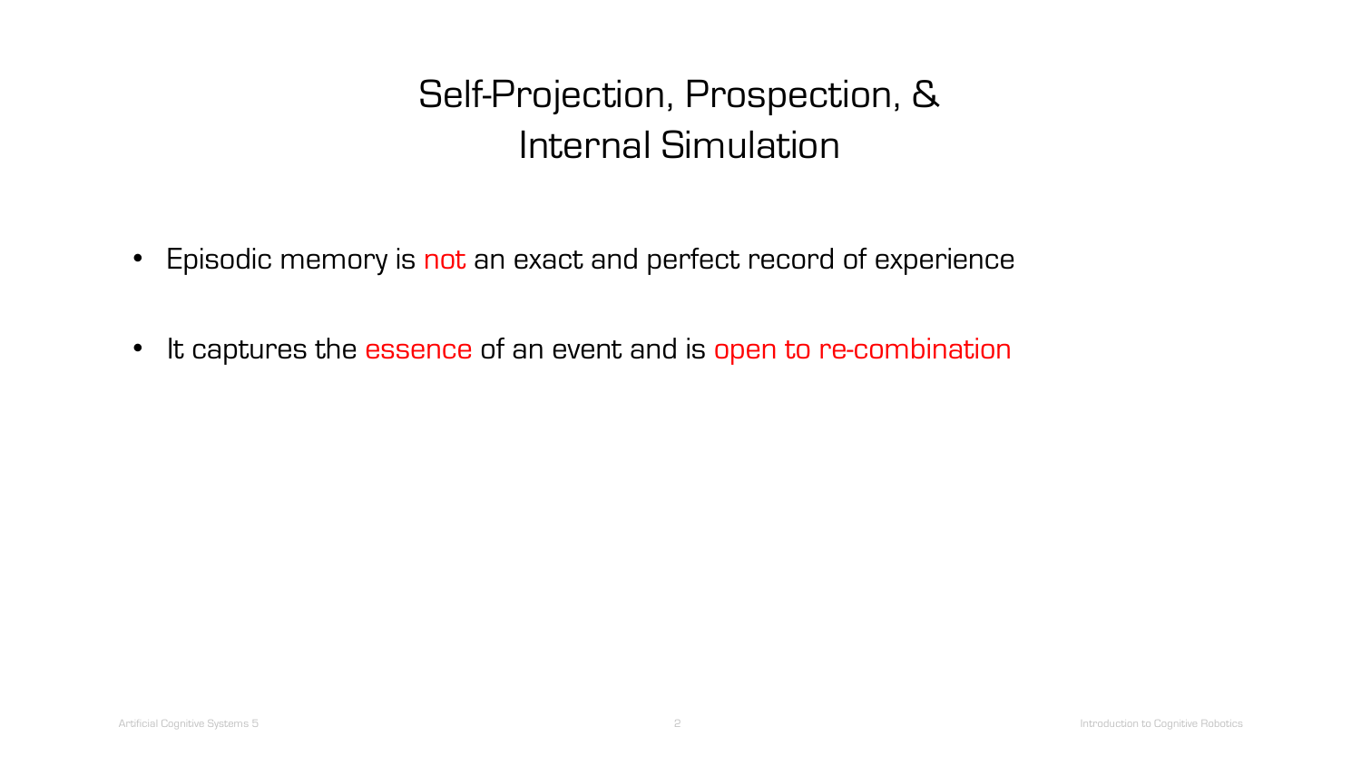# Self-Projection, Prospection, & Internal Simulation

- Episodic memory is not an exact and perfect record of experience

- It captures the essence of an event and is open to re-combination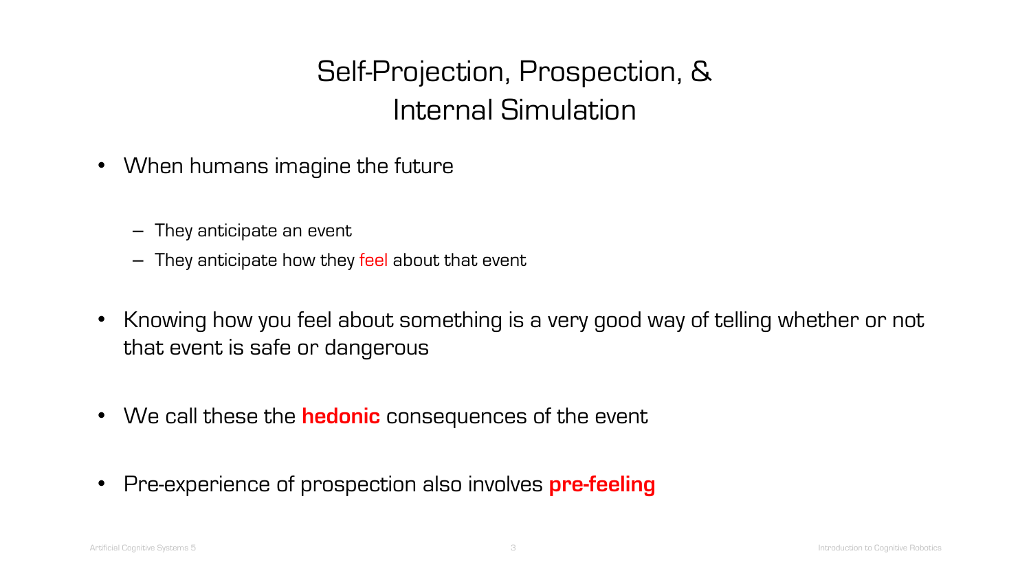# Self-Projection, Prospection, & Internal Simulation

- When humans imagine the future
  - They anticipate an event
  - They anticipate how they feel about that event
- Knowing how you feel about something is a very good way of telling whether or not that event is safe or dangerous
- We call these the **hedonic** consequences of the event
- Pre-experience of prospection also involves **pre-feeling**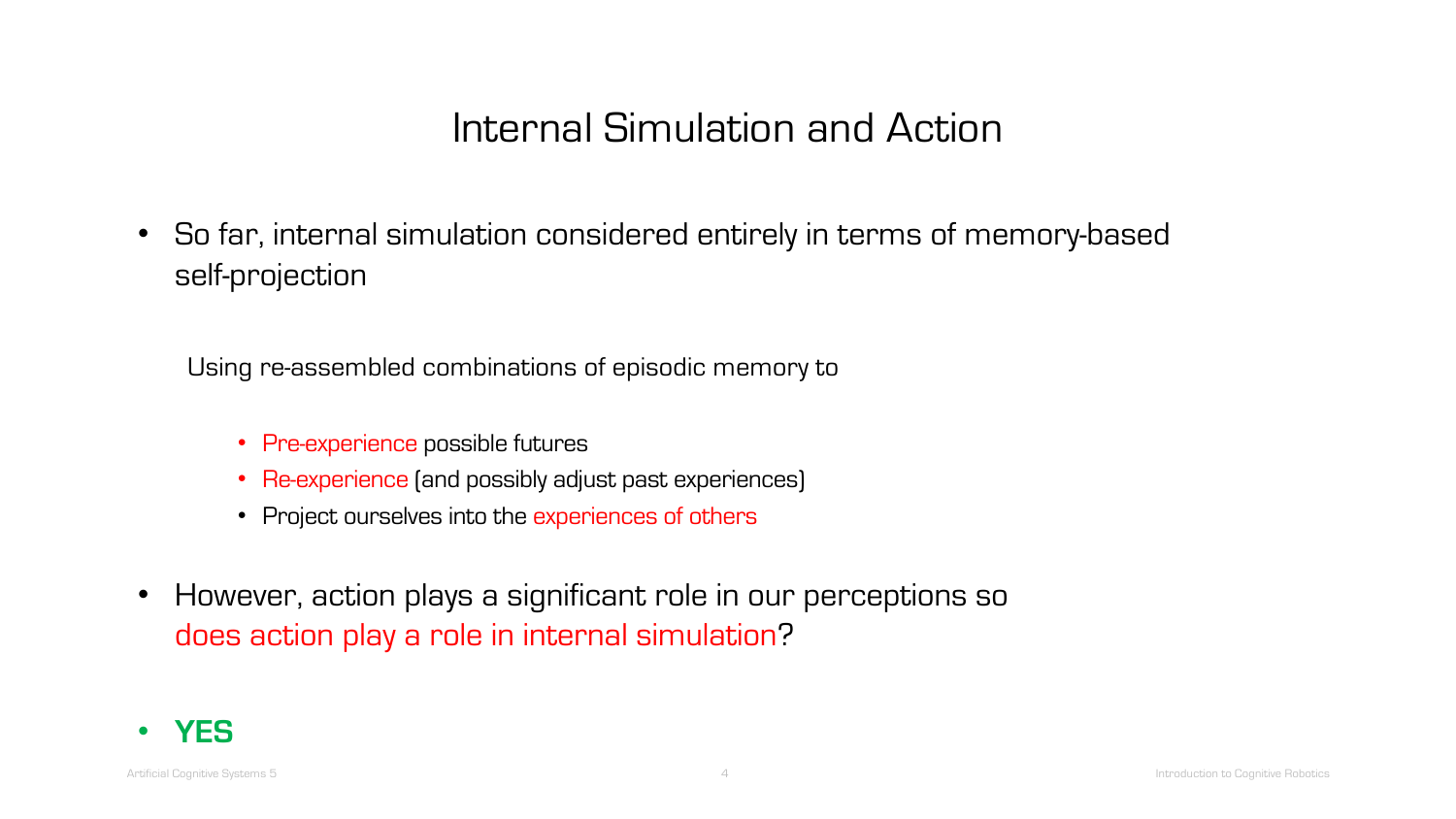# Internal Simulation and Action

- So far, internal simulation considered entirely in terms of memory-based self-projection

  Using re-assembled combinations of episodic memory to

    - Pre-experience possible futures
    - Re-experience (and possibly adjust past experiences)
    - Project ourselves into the experiences of others

- However, action plays a significant role in our perceptions so does action play a role in internal simulation?

- **YES**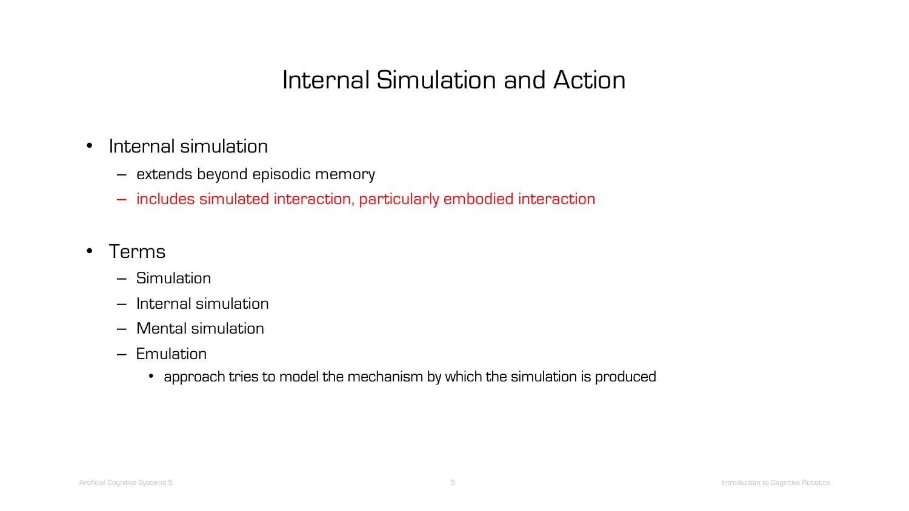# Internal Simulation and Action

- Internal simulation
  - extends beyond episodic memory
  - includes simulated interaction, particularly embodied interaction

- Terms
  - Simulation
  - Internal simulation
  - Mental simulation
  - Emulation
    - approach tries to model the mechanism by which the simulation is produced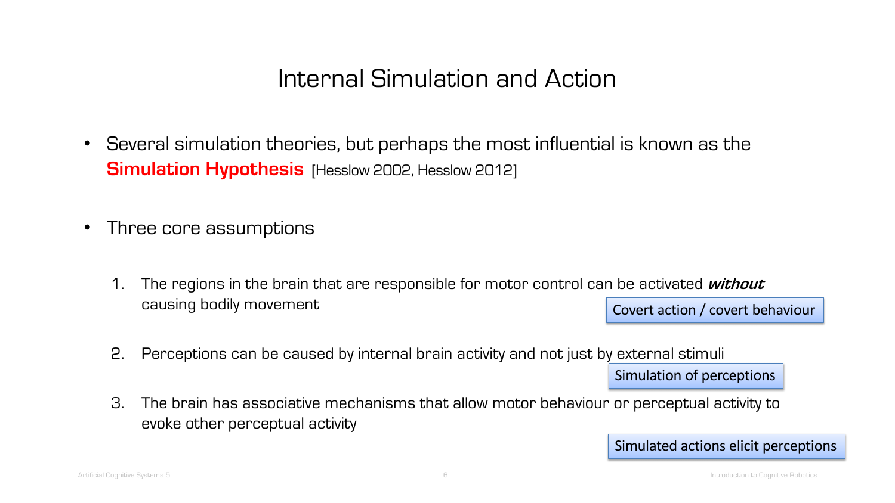# Internal Simulation and Action

- Several simulation theories, but perhaps the most influential is known as the **Simulation Hypothesis** [Hesslow 2002, Hesslow 2012]

- Three core assumptions

  1. The regions in the brain that are responsible for motor control can be activated ***without*** causing bodily movement

     Covert action / covert behaviour

  2. Perceptions can be caused by internal brain activity and not just by external stimuli

     Simulation of perceptions

  3. The brain has associative mechanisms that allow motor behaviour or perceptual activity to evoke other perceptual activity

     Simulated actions elicit perceptions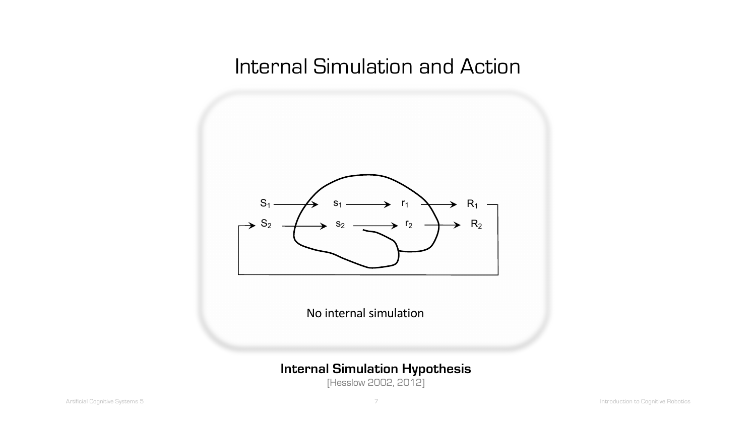# Internal Simulation and Action

$S_1$ → $s_1$ → $r_1$ → $R_1$

$S_2$ → $s_2$ → $r_2$ → $R_2$

No internal simulation

**Internal Simulation Hypothesis**

[Hesslow 2002, 2012]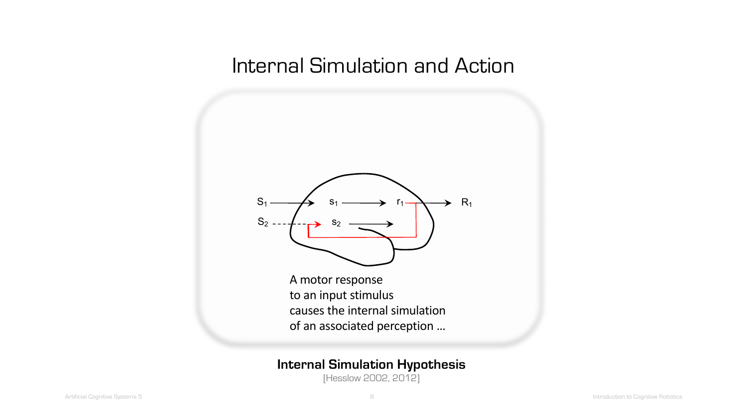# Internal Simulation and Action

$S_1$ → $s_1$ → $r_1$ → $R_1$

$S_2$ - - → $s_2$ →

A motor response
to an input stimulus
causes the internal simulation
of an associated perception …

**Internal Simulation Hypothesis**

[Hesslow 2002, 2012]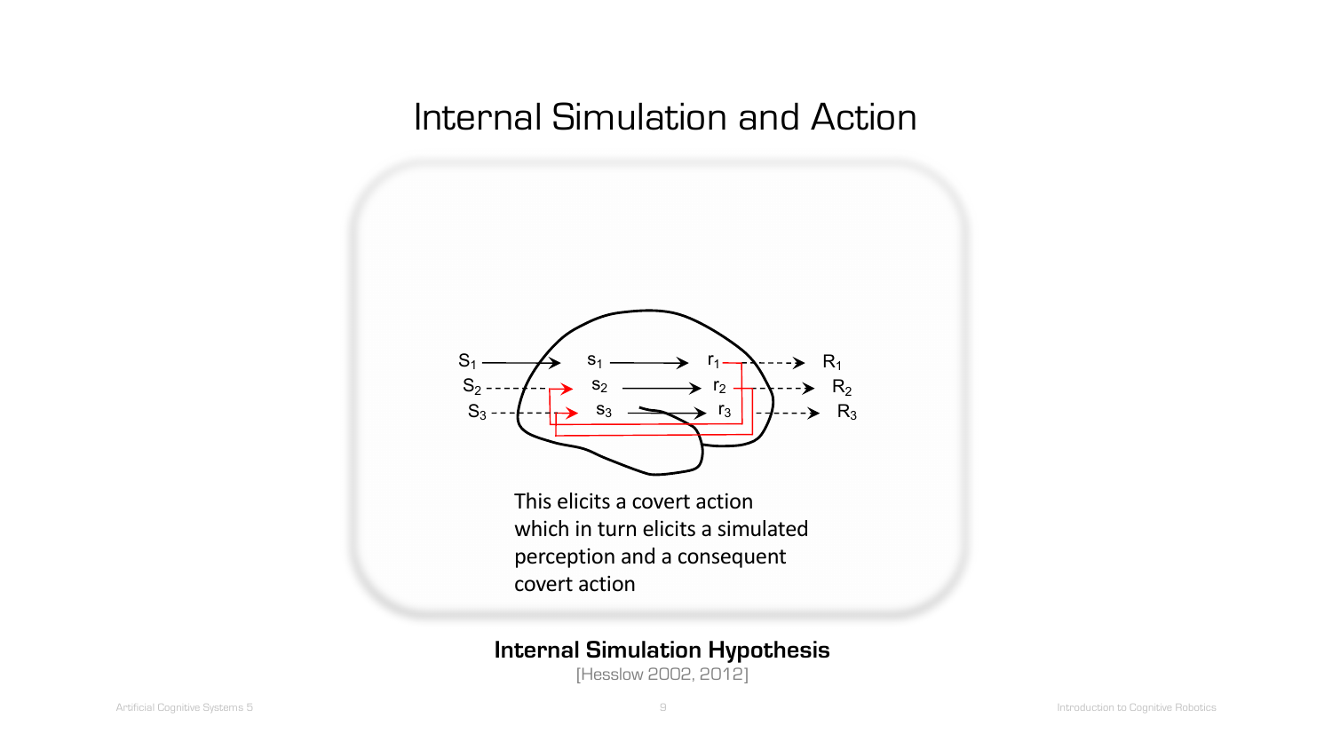# Internal Simulation and Action

$S_1$ → $s_1$ → $r_1$ → $R_1$

$S_2$ → $s_2$ → $r_2$ → $R_2$

$S_3$ → $s_3$ → $r_3$ → $R_3$

This elicits a covert action which in turn elicits a simulated perception and a consequent covert action

**Internal Simulation Hypothesis**

[Hesslow 2002, 2012]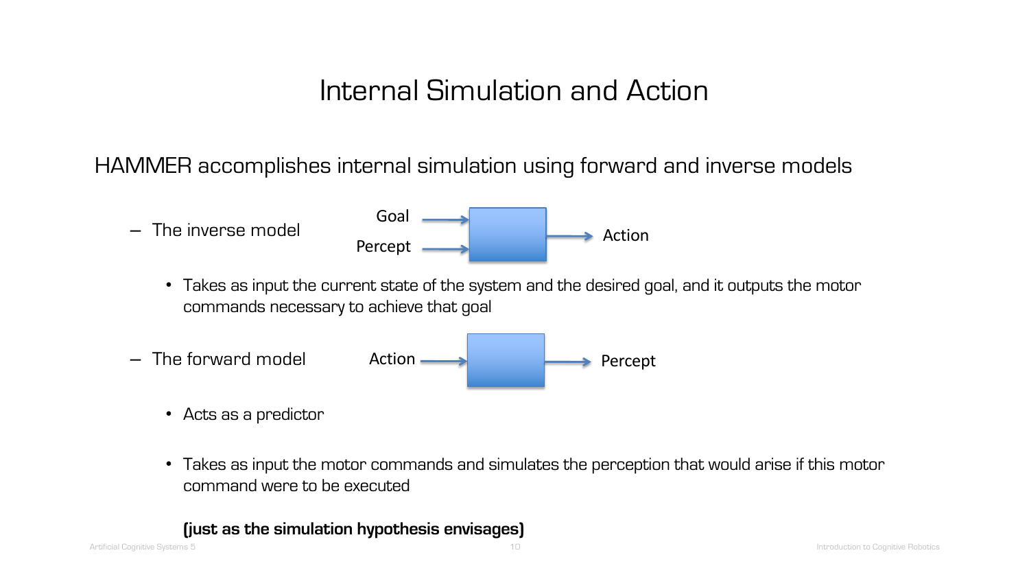# Internal Simulation and Action

HAMMER accomplishes internal simulation using forward and inverse models

- The inverse model

  Goal → [ ] → Action
  Percept →

  - Takes as input the current state of the system and the desired goal, and it outputs the motor commands necessary to achieve that goal

- The forward model

  Action → [ ] → Percept

  - Acts as a predictor
  - Takes as input the motor commands and simulates the perception that would arise if this motor command were to be executed

  **(just as the simulation hypothesis envisages)**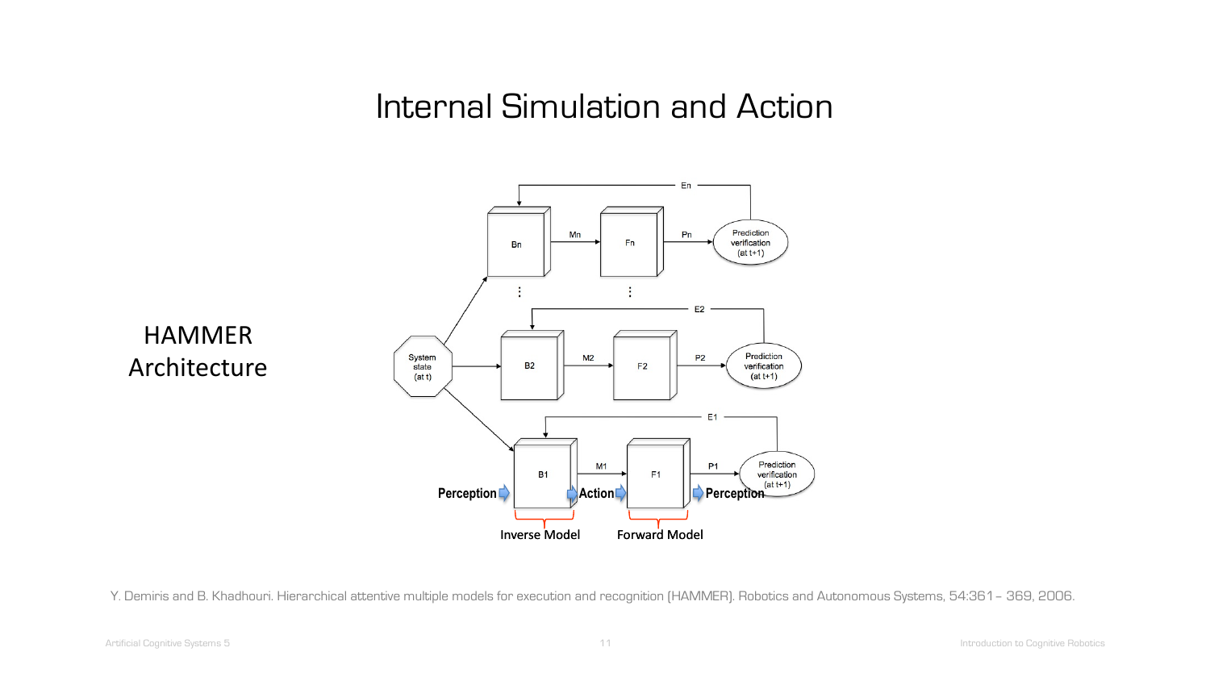# Internal Simulation and Action

HAMMER Architecture

Y. Demiris and B. Khadhouri. Hierarchical attentive multiple models for execution and recognition (HAMMER). Robotics and Autonomous Systems, 54:361– 369, 2006.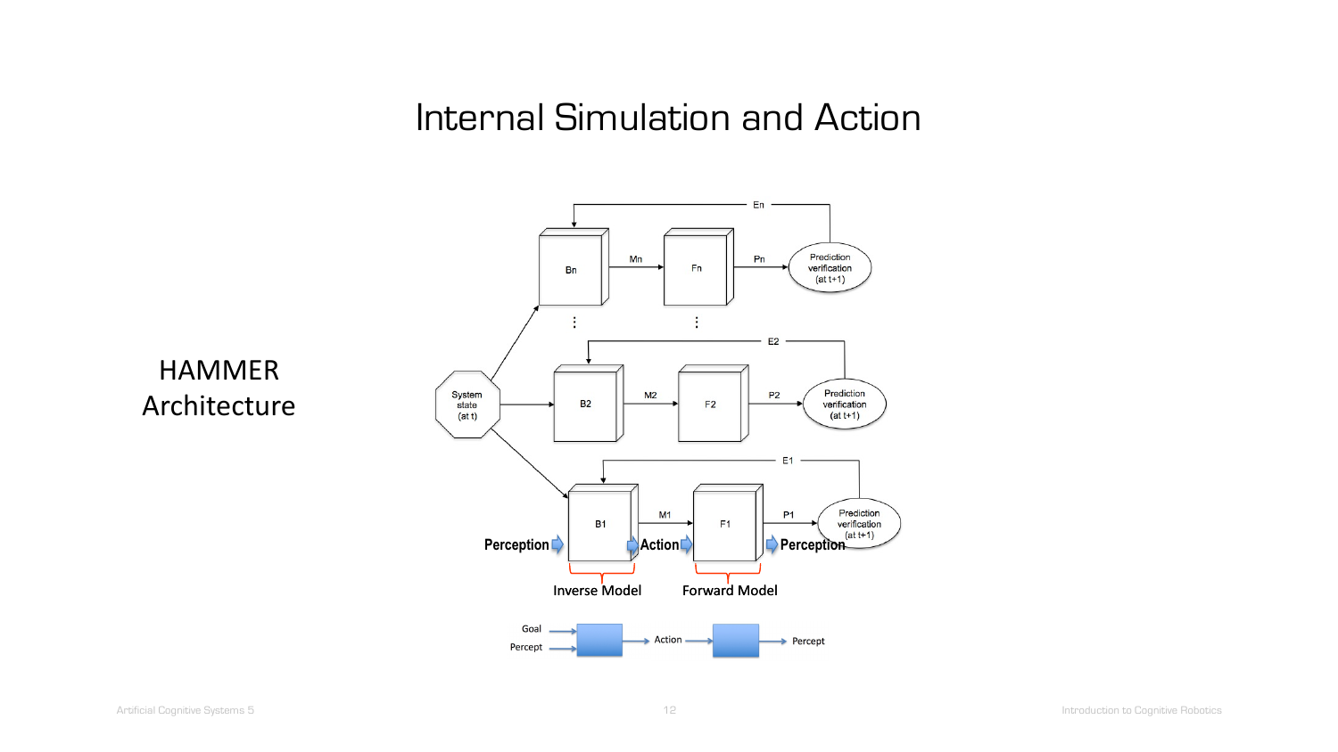# Internal Simulation and Action

HAMMER Architecture

System state (at t)

Bn — Mn → Fn — Pn → Prediction verification (at t+1) — En → Bn

B2 — M2 → F2 — P2 → Prediction verification (at t+1) — E2 → B2

B1 — M1 → F1 — P1 → Prediction verification (at t+1) — E1 → B1

Perception → Action → Perception

Inverse Model | Forward Model

Goal, Percept → Action → Percept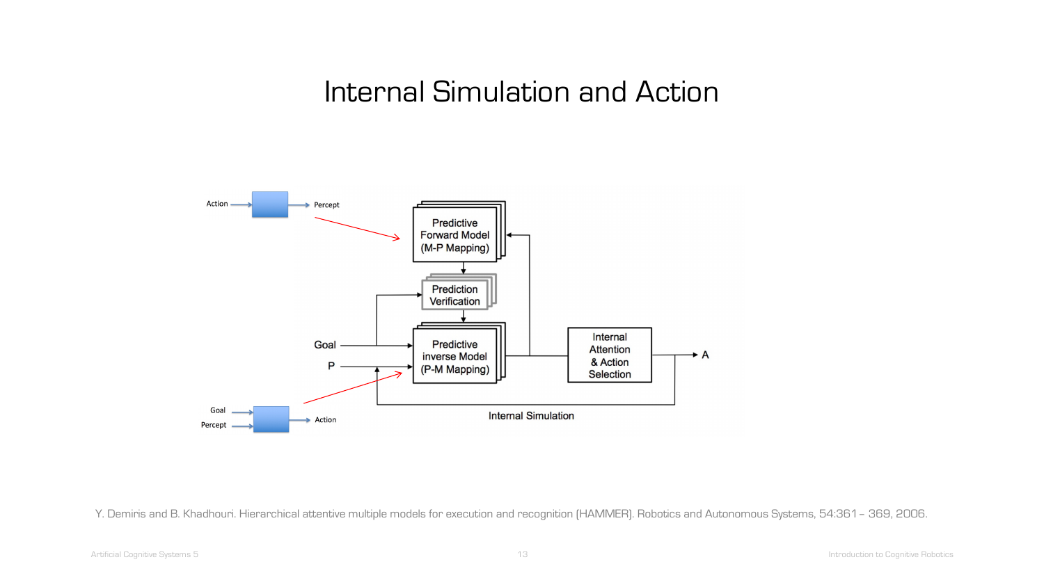# Internal Simulation and Action

Action → [ ] → Percept

Predictive Forward Model (M-P Mapping)

Prediction Verification

Goal

P

Predictive inverse Model (P-M Mapping)

Internal Attention & Action Selection

A

Internal Simulation

Goal, Percept → [ ] → Action

Y. Demiris and B. Khadhouri. Hierarchical attentive multiple models for execution and recognition (HAMMER). Robotics and Autonomous Systems, 54:361 – 369, 2006.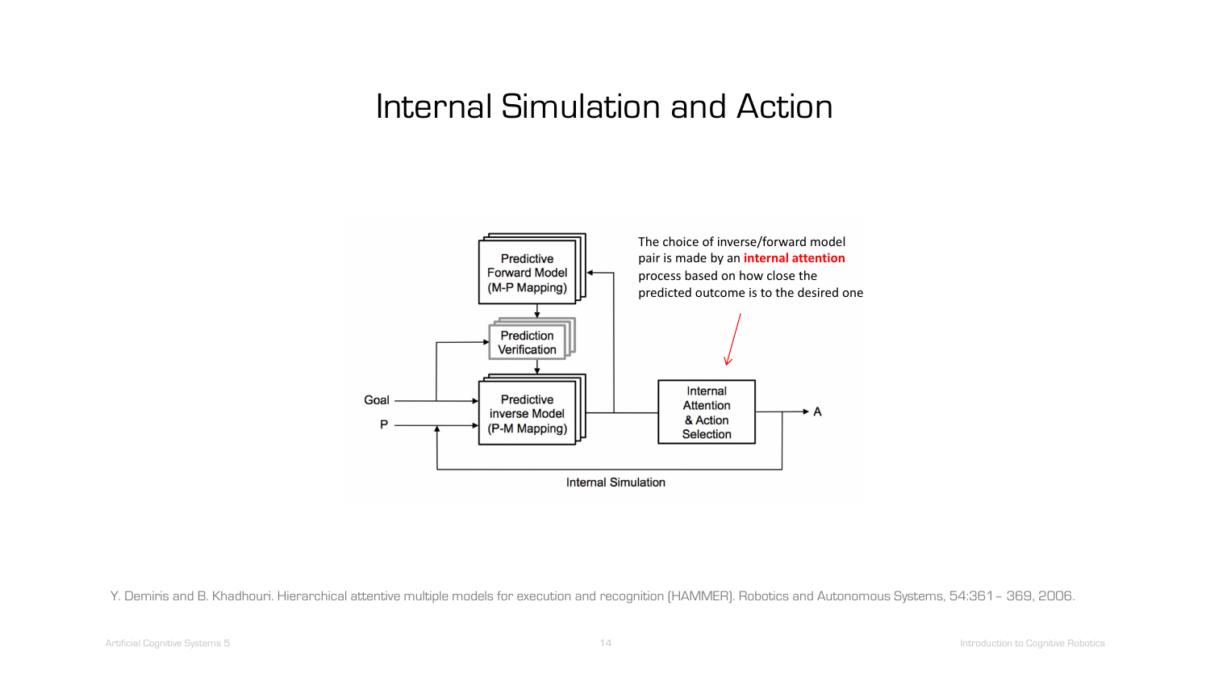# Internal Simulation and Action

Predictive Forward Model (M-P Mapping)

Prediction Verification

Goal

P

Predictive inverse Model (P-M Mapping)

Internal Attention & Action Selection

A

Internal Simulation

The choice of inverse/forward model pair is made by an **internal attention** process based on how close the predicted outcome is to the desired one

Y. Demiris and B. Khadhouri. Hierarchical attentive multiple models for execution and recognition (HAMMER). Robotics and Autonomous Systems, 54:361 – 369, 2006.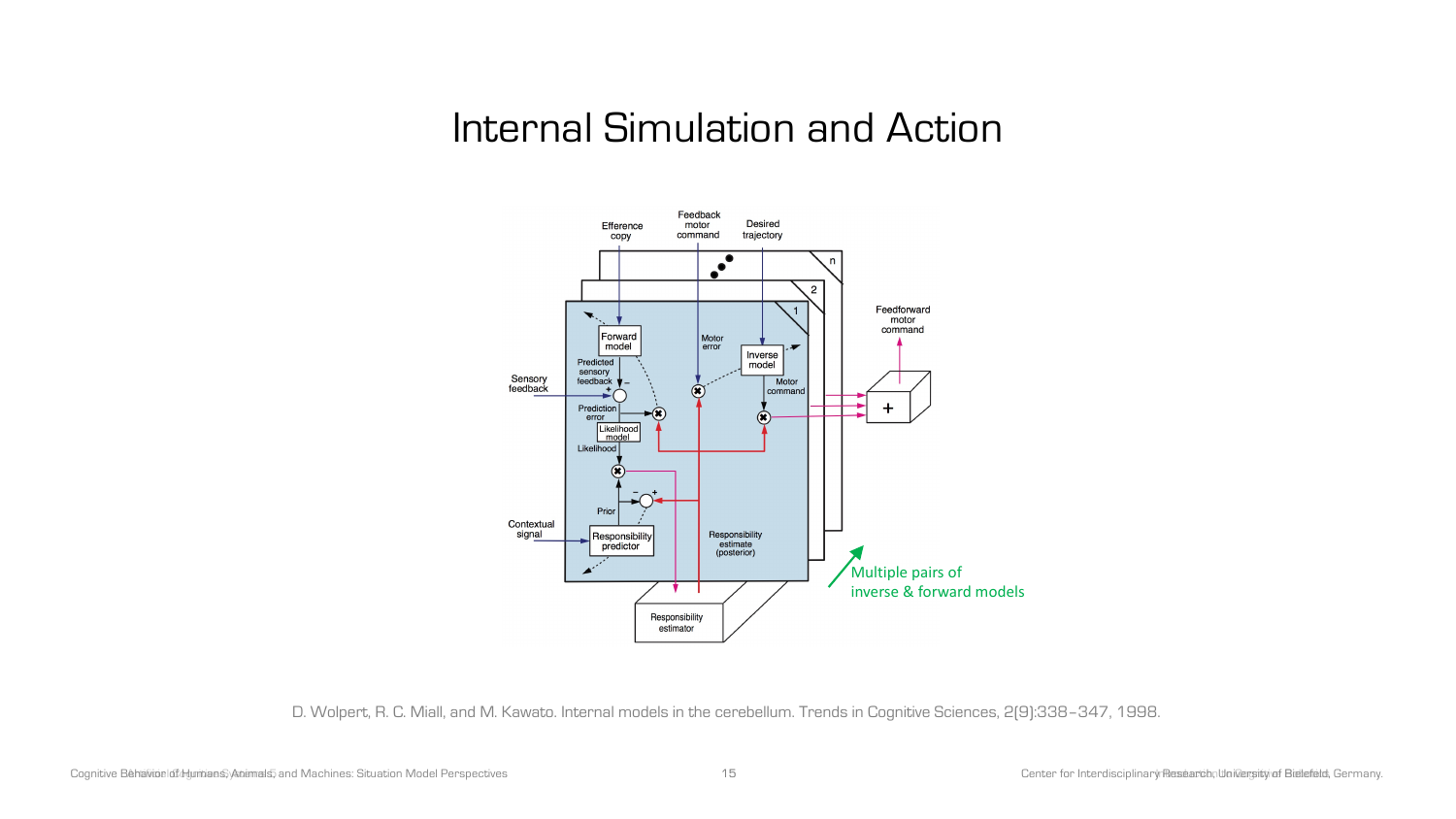# Internal Simulation and Action

Multiple pairs of inverse & forward models

D. Wolpert, R. C. Miall, and M. Kawato. Internal models in the cerebellum. Trends in Cognitive Sciences, 2(9):338–347, 1998.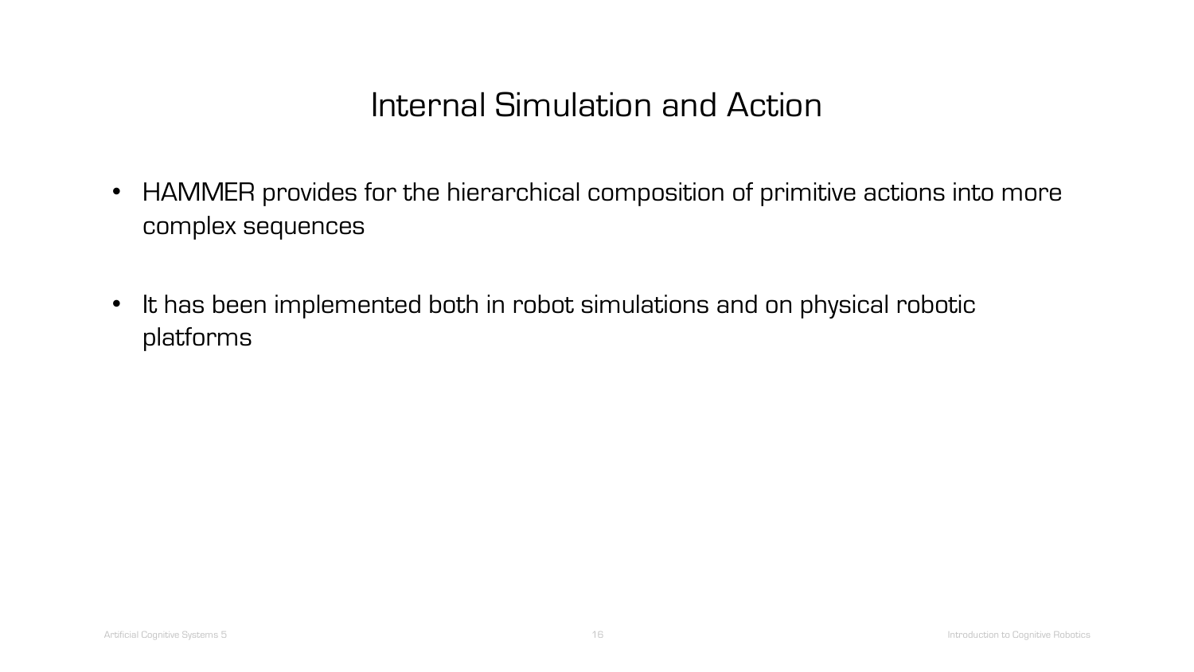# Internal Simulation and Action

- HAMMER provides for the hierarchical composition of primitive actions into more complex sequences

- It has been implemented both in robot simulations and on physical robotic platforms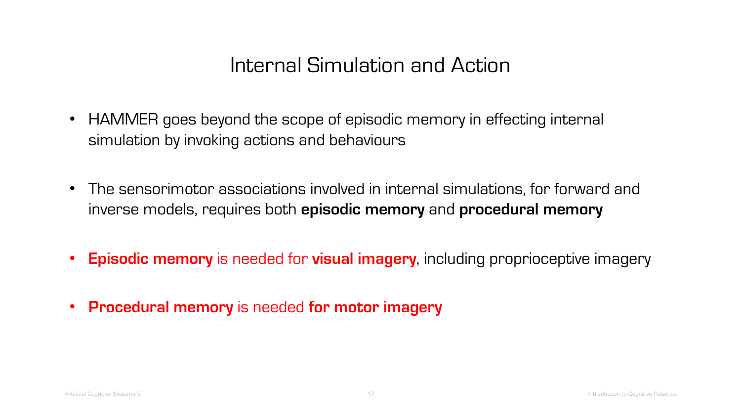# Internal Simulation and Action

- HAMMER goes beyond the scope of episodic memory in effecting internal simulation by invoking actions and behaviours

- The sensorimotor associations involved in internal simulations, for forward and inverse models, requires both **episodic memory** and **procedural memory**

- **Episodic memory** is needed for **visual imagery**, including proprioceptive imagery

- **Procedural memory** is needed **for motor imagery**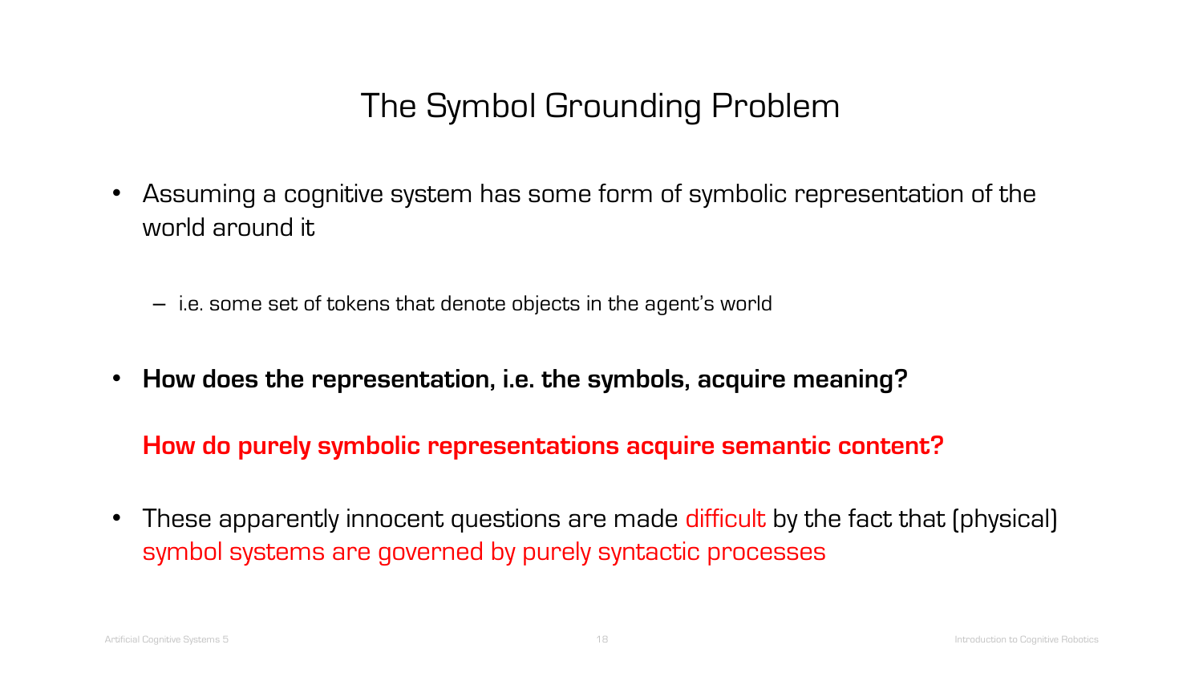# The Symbol Grounding Problem

- Assuming a cognitive system has some form of symbolic representation of the world around it
  - i.e. some set of tokens that denote objects in the agent's world
- **How does the representation, i.e. the symbols, acquire meaning?**

  **How do purely symbolic representations acquire semantic content?**
- These apparently innocent questions are made difficult by the fact that (physical) symbol systems are governed by purely syntactic processes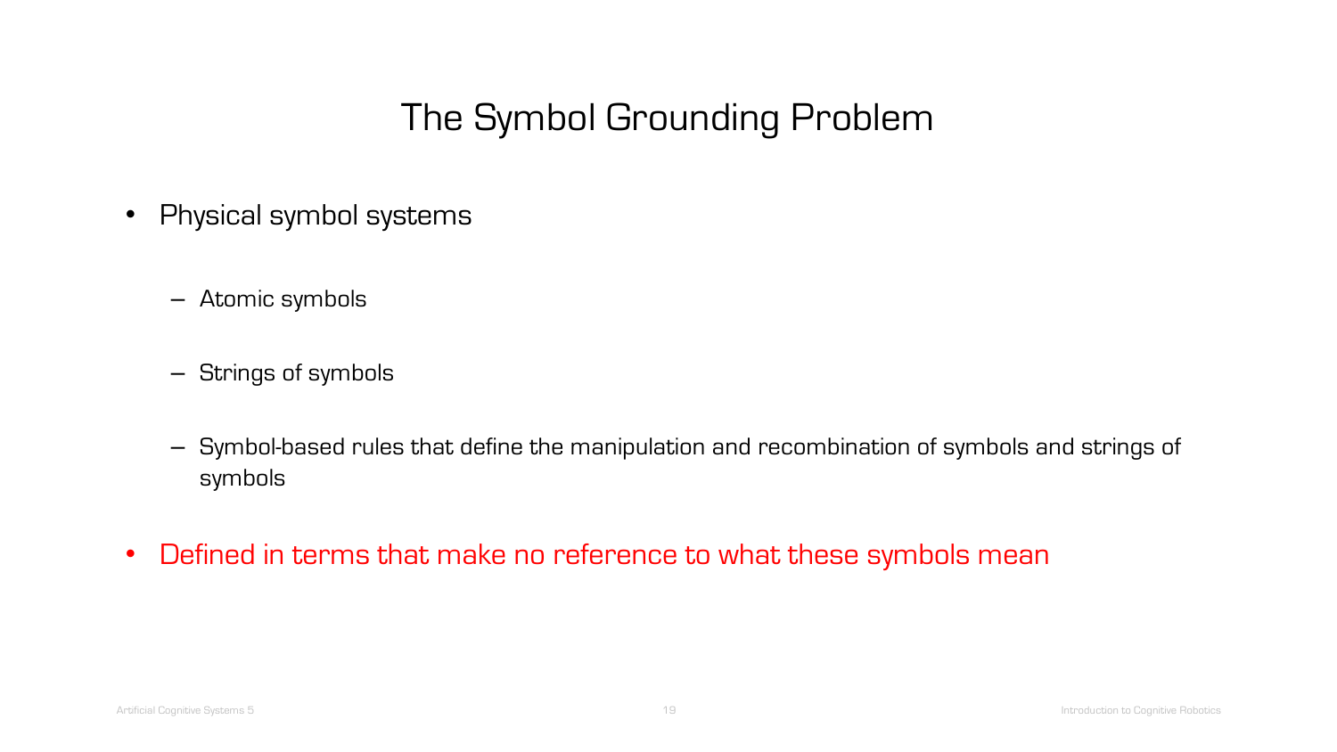# The Symbol Grounding Problem

- Physical symbol systems
  - Atomic symbols
  - Strings of symbols
  - Symbol-based rules that define the manipulation and recombination of symbols and strings of symbols
- Defined in terms that make no reference to what these symbols mean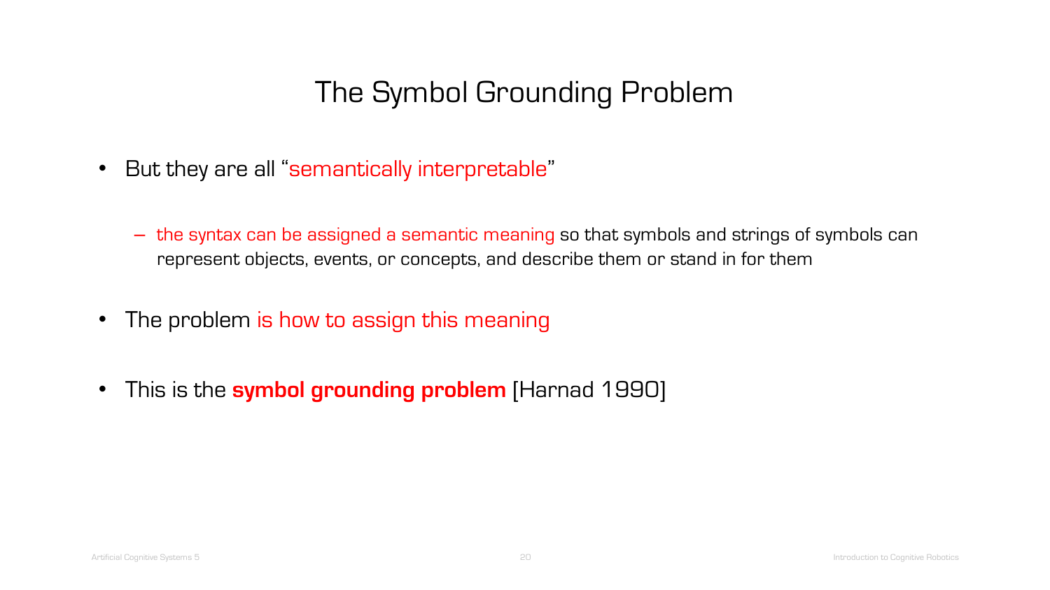# The Symbol Grounding Problem

- But they are all "semantically interpretable"
  - the syntax can be assigned a semantic meaning so that symbols and strings of symbols can represent objects, events, or concepts, and describe them or stand in for them
- The problem is how to assign this meaning
- This is the **symbol grounding problem** [Harnad 1990]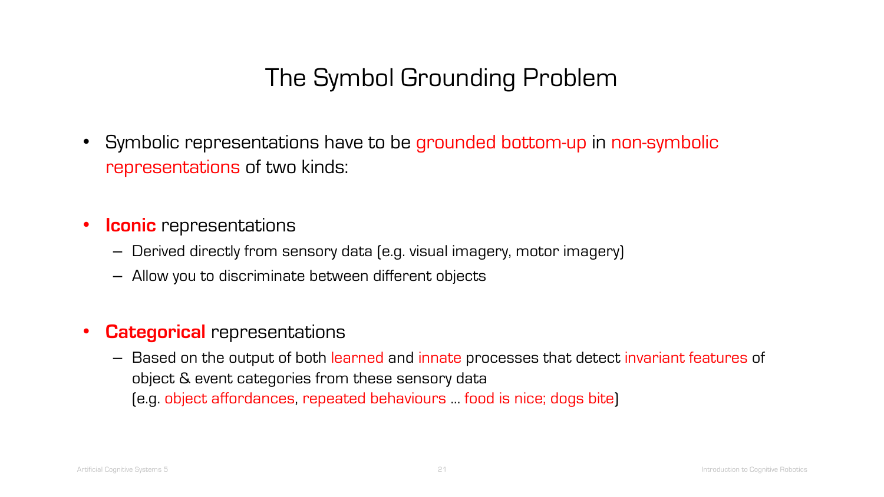# The Symbol Grounding Problem

- Symbolic representations have to be grounded bottom-up in non-symbolic representations of two kinds:

- **Iconic** representations
  - Derived directly from sensory data (e.g. visual imagery, motor imagery)
  - Allow you to discriminate between different objects

- **Categorical** representations
  - Based on the output of both learned and innate processes that detect invariant features of object & event categories from these sensory data
    (e.g. object affordances, repeated behaviours … food is nice; dogs bite)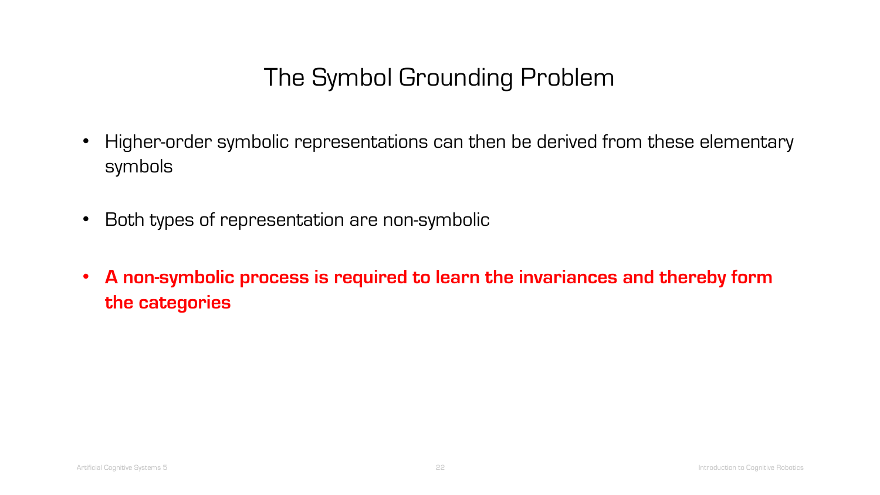# The Symbol Grounding Problem

- Higher-order symbolic representations can then be derived from these elementary symbols
- Both types of representation are non-symbolic
- **A non-symbolic process is required to learn the invariances and thereby form the categories**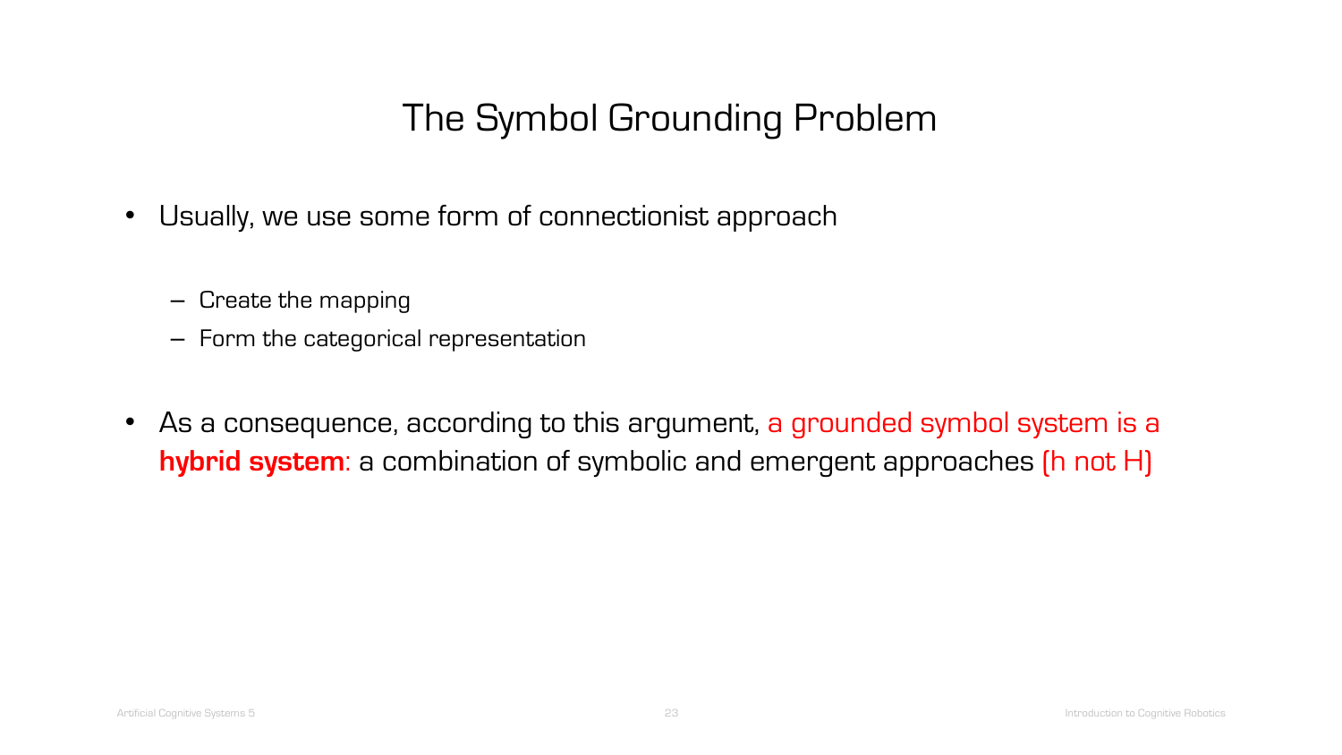# The Symbol Grounding Problem

- Usually, we use some form of connectionist approach
  - Create the mapping
  - Form the categorical representation
- As a consequence, according to this argument, a grounded symbol system is a **hybrid system**: a combination of symbolic and emergent approaches (h not H)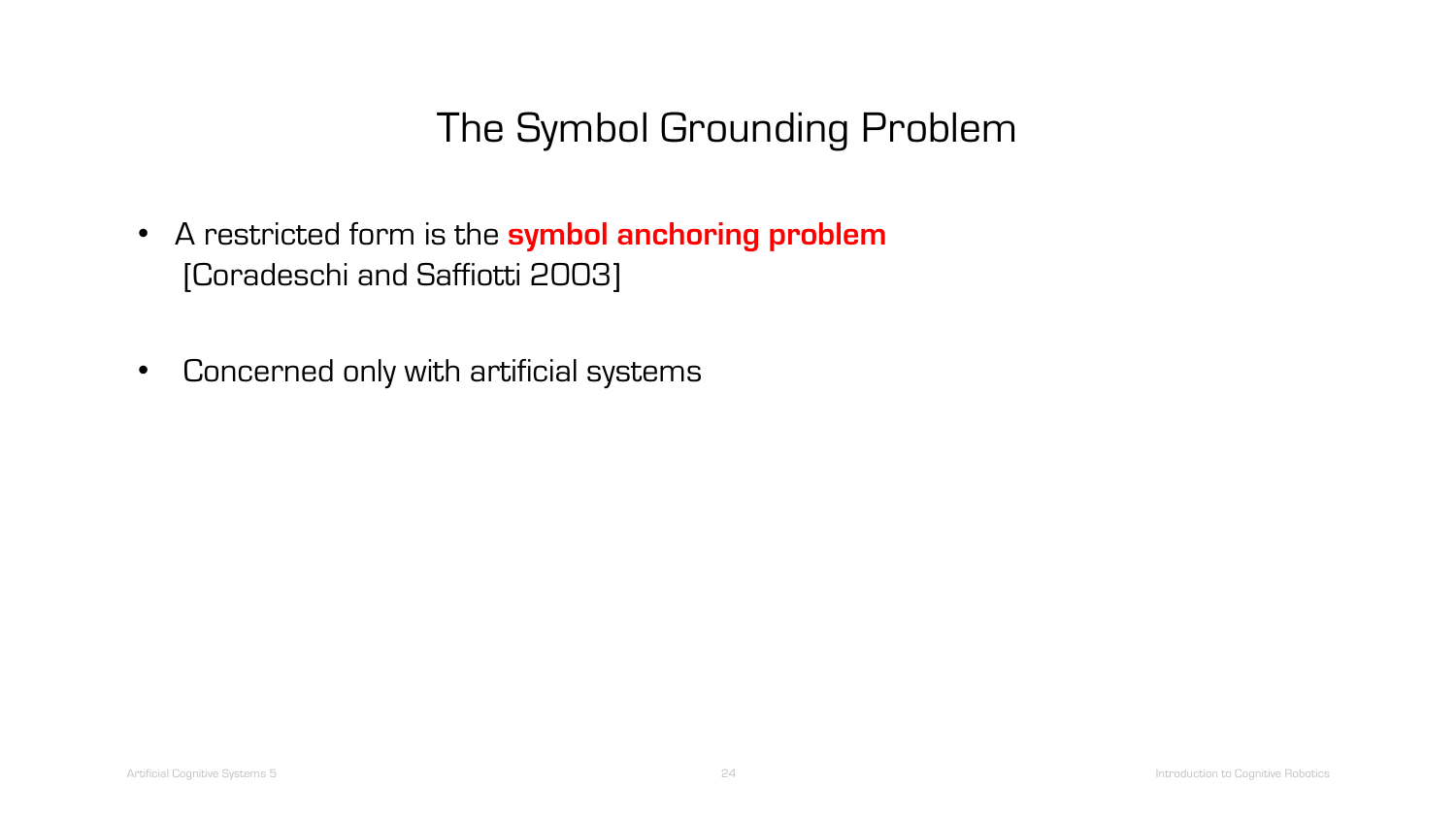# The Symbol Grounding Problem

- A restricted form is the **symbol anchoring problem** [Coradeschi and Saffiotti 2003]

- Concerned only with artificial systems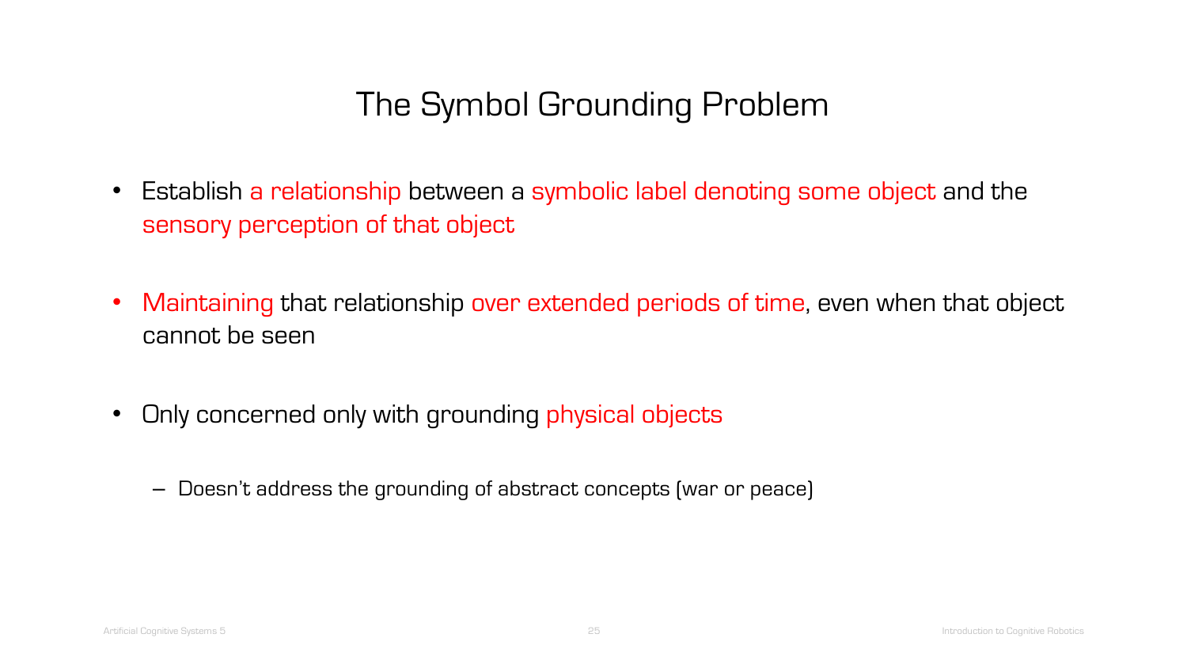# The Symbol Grounding Problem

- Establish a relationship between a symbolic label denoting some object and the sensory perception of that object
- Maintaining that relationship over extended periods of time, even when that object cannot be seen
- Only concerned only with grounding physical objects
  - Doesn't address the grounding of abstract concepts (war or peace)